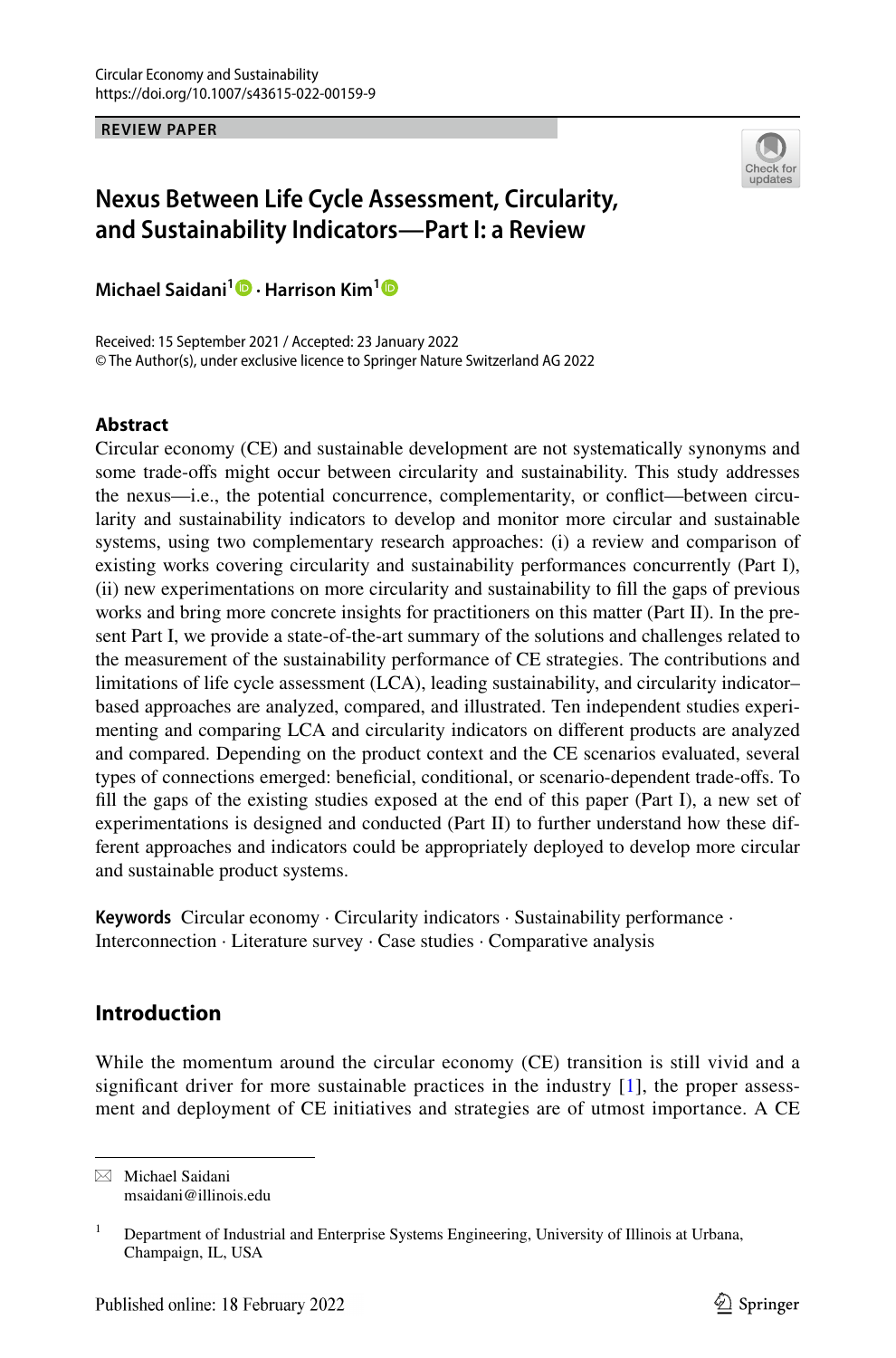Circular Economy and Sustainability
https://doi.org/10.1007/s43615-022-00159-9

**REVIEW PAPER**

# Nexus Between Life Cycle Assessment, Circularity, and Sustainability Indicators—Part I: a Review

**Michael Saidani[1] · Harrison Kim[1]**

Received: 15 September 2021 / Accepted: 23 January 2022
© The Author(s), under exclusive licence to Springer Nature Switzerland AG 2022

## Abstract

Circular economy (CE) and sustainable development are not systematically synonyms and some trade-offs might occur between circularity and sustainability. This study addresses the nexus—i.e., the potential concurrence, complementarity, or conflict—between circularity and sustainability indicators to develop and monitor more circular and sustainable systems, using two complementary research approaches: (i) a review and comparison of existing works covering circularity and sustainability performances concurrently (Part I), (ii) new experimentations on more circularity and sustainability to fill the gaps of previous works and bring more concrete insights for practitioners on this matter (Part II). In the present Part I, we provide a state-of-the-art summary of the solutions and challenges related to the measurement of the sustainability performance of CE strategies. The contributions and limitations of life cycle assessment (LCA), leading sustainability, and circularity indicator–based approaches are analyzed, compared, and illustrated. Ten independent studies experimenting and comparing LCA and circularity indicators on different products are analyzed and compared. Depending on the product context and the CE scenarios evaluated, several types of connections emerged: beneficial, conditional, or scenario-dependent trade-offs. To fill the gaps of the existing studies exposed at the end of this paper (Part I), a new set of experimentations is designed and conducted (Part II) to further understand how these different approaches and indicators could be appropriately deployed to develop more circular and sustainable product systems.

**Keywords** Circular economy · Circularity indicators · Sustainability performance · Interconnection · Literature survey · Case studies · Comparative analysis

## Introduction

While the momentum around the circular economy (CE) transition is still vivid and a significant driver for more sustainable practices in the industry [1], the proper assessment and deployment of CE initiatives and strategies are of utmost importance. A CE

---

✉ Michael Saidani
msaidani@illinois.edu

[1] Department of Industrial and Enterprise Systems Engineering, University of Illinois at Urbana, Champaign, IL, USA

Published online: 18 February 2022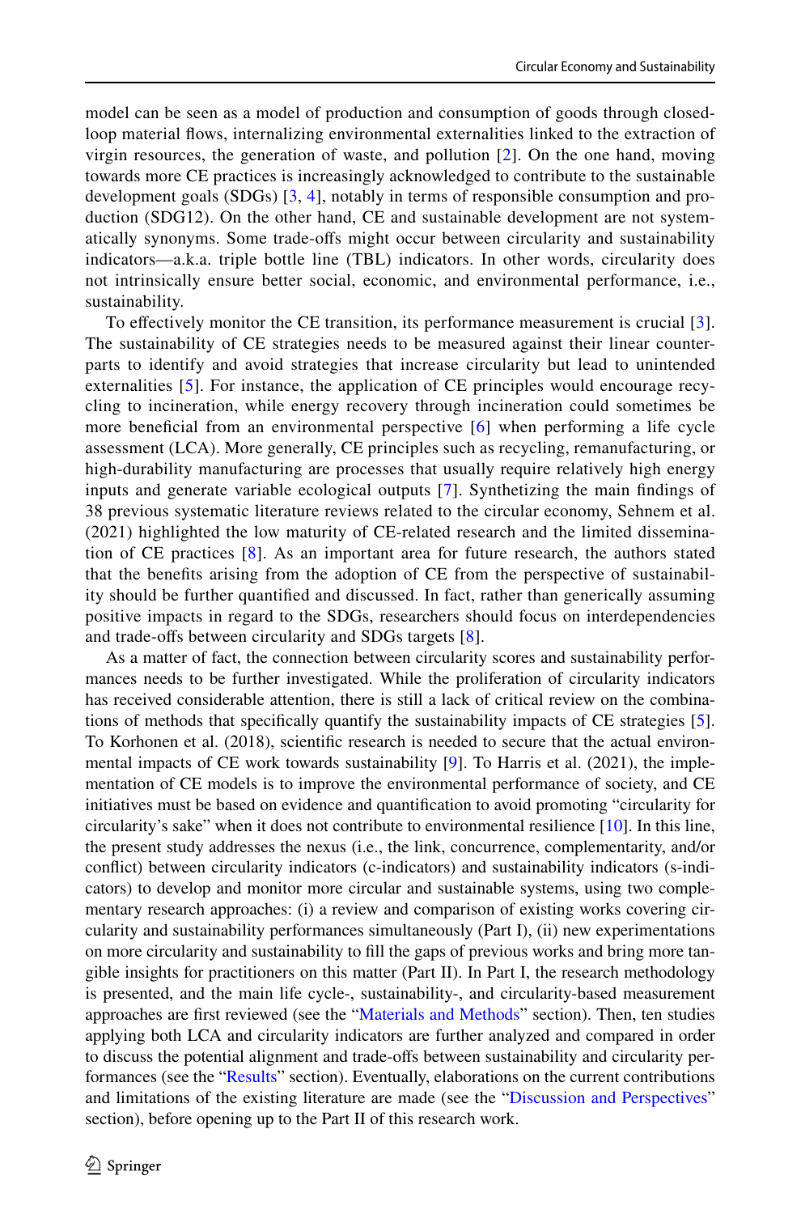model can be seen as a model of production and consumption of goods through closed-loop material flows, internalizing environmental externalities linked to the extraction of virgin resources, the generation of waste, and pollution [2]. On the one hand, moving towards more CE practices is increasingly acknowledged to contribute to the sustainable development goals (SDGs) [3, 4], notably in terms of responsible consumption and production (SDG12). On the other hand, CE and sustainable development are not systematically synonyms. Some trade-offs might occur between circularity and sustainability indicators—a.k.a. triple bottle line (TBL) indicators. In other words, circularity does not intrinsically ensure better social, economic, and environmental performance, i.e., sustainability.

To effectively monitor the CE transition, its performance measurement is crucial [3]. The sustainability of CE strategies needs to be measured against their linear counterparts to identify and avoid strategies that increase circularity but lead to unintended externalities [5]. For instance, the application of CE principles would encourage recycling to incineration, while energy recovery through incineration could sometimes be more beneficial from an environmental perspective [6] when performing a life cycle assessment (LCA). More generally, CE principles such as recycling, remanufacturing, or high-durability manufacturing are processes that usually require relatively high energy inputs and generate variable ecological outputs [7]. Synthetizing the main findings of 38 previous systematic literature reviews related to the circular economy, Sehnem et al. (2021) highlighted the low maturity of CE-related research and the limited dissemination of CE practices [8]. As an important area for future research, the authors stated that the benefits arising from the adoption of CE from the perspective of sustainability should be further quantified and discussed. In fact, rather than generically assuming positive impacts in regard to the SDGs, researchers should focus on interdependencies and trade-offs between circularity and SDGs targets [8].

As a matter of fact, the connection between circularity scores and sustainability performances needs to be further investigated. While the proliferation of circularity indicators has received considerable attention, there is still a lack of critical review on the combinations of methods that specifically quantify the sustainability impacts of CE strategies [5]. To Korhonen et al. (2018), scientific research is needed to secure that the actual environmental impacts of CE work towards sustainability [9]. To Harris et al. (2021), the implementation of CE models is to improve the environmental performance of society, and CE initiatives must be based on evidence and quantification to avoid promoting "circularity for circularity's sake" when it does not contribute to environmental resilience [10]. In this line, the present study addresses the nexus (i.e., the link, concurrence, complementarity, and/or conflict) between circularity indicators (c-indicators) and sustainability indicators (s-indicators) to develop and monitor more circular and sustainable systems, using two complementary research approaches: (i) a review and comparison of existing works covering circularity and sustainability performances simultaneously (Part I), (ii) new experimentations on more circularity and sustainability to fill the gaps of previous works and bring more tangible insights for practitioners on this matter (Part II). In Part I, the research methodology is presented, and the main life cycle-, sustainability-, and circularity-based measurement approaches are first reviewed (see the "Materials and Methods" section). Then, ten studies applying both LCA and circularity indicators are further analyzed and compared in order to discuss the potential alignment and trade-offs between sustainability and circularity performances (see the "Results" section). Eventually, elaborations on the current contributions and limitations of the existing literature are made (see the "Discussion and Perspectives" section), before opening up to the Part II of this research work.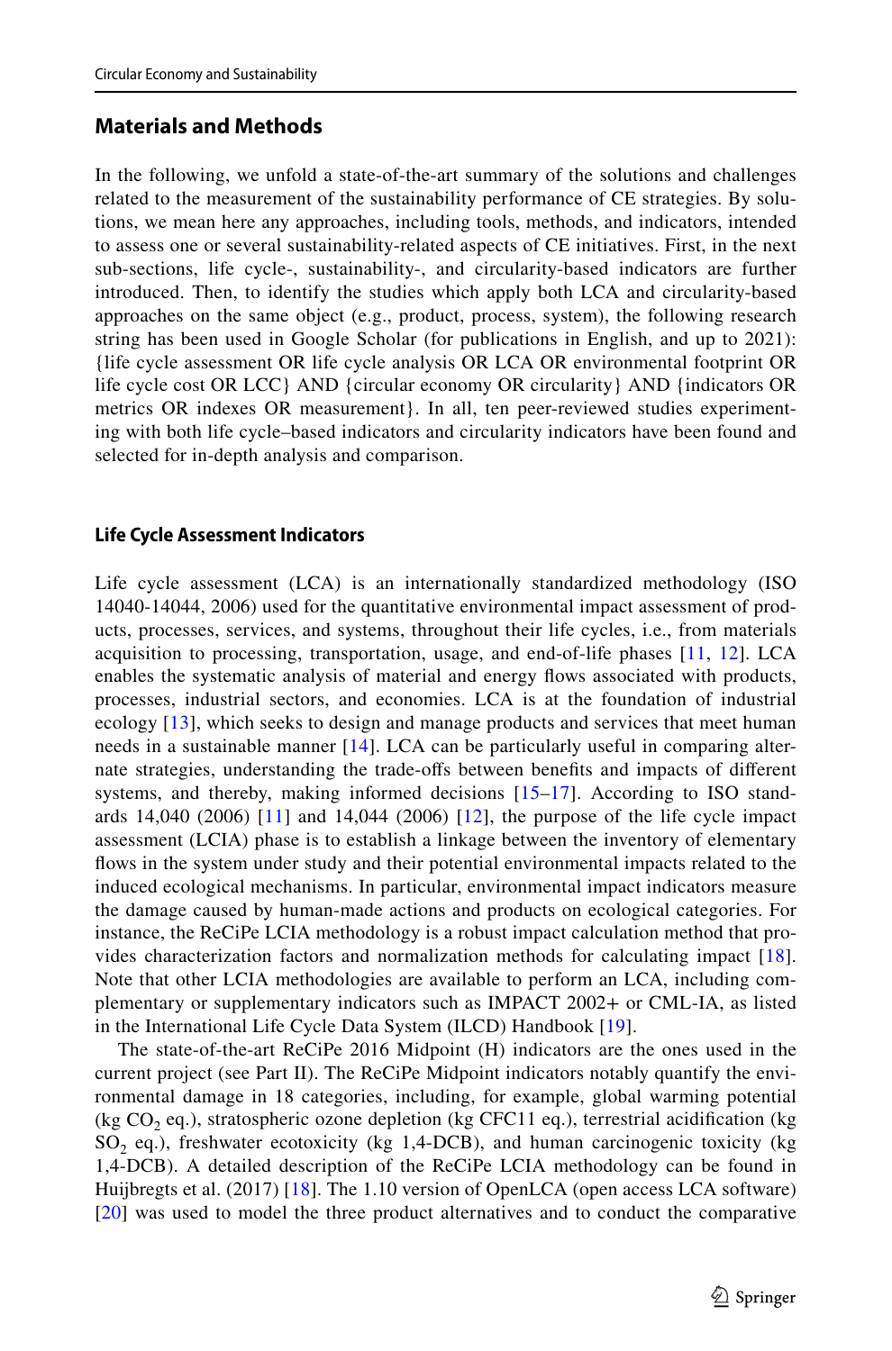## Materials and Methods

In the following, we unfold a state-of-the-art summary of the solutions and challenges related to the measurement of the sustainability performance of CE strategies. By solutions, we mean here any approaches, including tools, methods, and indicators, intended to assess one or several sustainability-related aspects of CE initiatives. First, in the next sub-sections, life cycle-, sustainability-, and circularity-based indicators are further introduced. Then, to identify the studies which apply both LCA and circularity-based approaches on the same object (e.g., product, process, system), the following research string has been used in Google Scholar (for publications in English, and up to 2021): {life cycle assessment OR life cycle analysis OR LCA OR environmental footprint OR life cycle cost OR LCC} AND {circular economy OR circularity} AND {indicators OR metrics OR indexes OR measurement}. In all, ten peer-reviewed studies experimenting with both life cycle–based indicators and circularity indicators have been found and selected for in-depth analysis and comparison.

### Life Cycle Assessment Indicators

Life cycle assessment (LCA) is an internationally standardized methodology (ISO 14040-14044, 2006) used for the quantitative environmental impact assessment of products, processes, services, and systems, throughout their life cycles, i.e., from materials acquisition to processing, transportation, usage, and end-of-life phases [11, 12]. LCA enables the systematic analysis of material and energy flows associated with products, processes, industrial sectors, and economies. LCA is at the foundation of industrial ecology [13], which seeks to design and manage products and services that meet human needs in a sustainable manner [14]. LCA can be particularly useful in comparing alternate strategies, understanding the trade-offs between benefits and impacts of different systems, and thereby, making informed decisions [15–17]. According to ISO standards 14,040 (2006) [11] and 14,044 (2006) [12], the purpose of the life cycle impact assessment (LCIA) phase is to establish a linkage between the inventory of elementary flows in the system under study and their potential environmental impacts related to the induced ecological mechanisms. In particular, environmental impact indicators measure the damage caused by human-made actions and products on ecological categories. For instance, the ReCiPe LCIA methodology is a robust impact calculation method that provides characterization factors and normalization methods for calculating impact [18]. Note that other LCIA methodologies are available to perform an LCA, including complementary or supplementary indicators such as IMPACT 2002+ or CML-IA, as listed in the International Life Cycle Data System (ILCD) Handbook [19].

The state-of-the-art ReCiPe 2016 Midpoint (H) indicators are the ones used in the current project (see Part II). The ReCiPe Midpoint indicators notably quantify the environmental damage in 18 categories, including, for example, global warming potential (kg $CO_2$ eq.), stratospheric ozone depletion (kg CFC11 eq.), terrestrial acidification (kg $SO_2$ eq.), freshwater ecotoxicity (kg 1,4-DCB), and human carcinogenic toxicity (kg 1,4-DCB). A detailed description of the ReCiPe LCIA methodology can be found in Huijbregts et al. (2017) [18]. The 1.10 version of OpenLCA (open access LCA software) [20] was used to model the three product alternatives and to conduct the comparative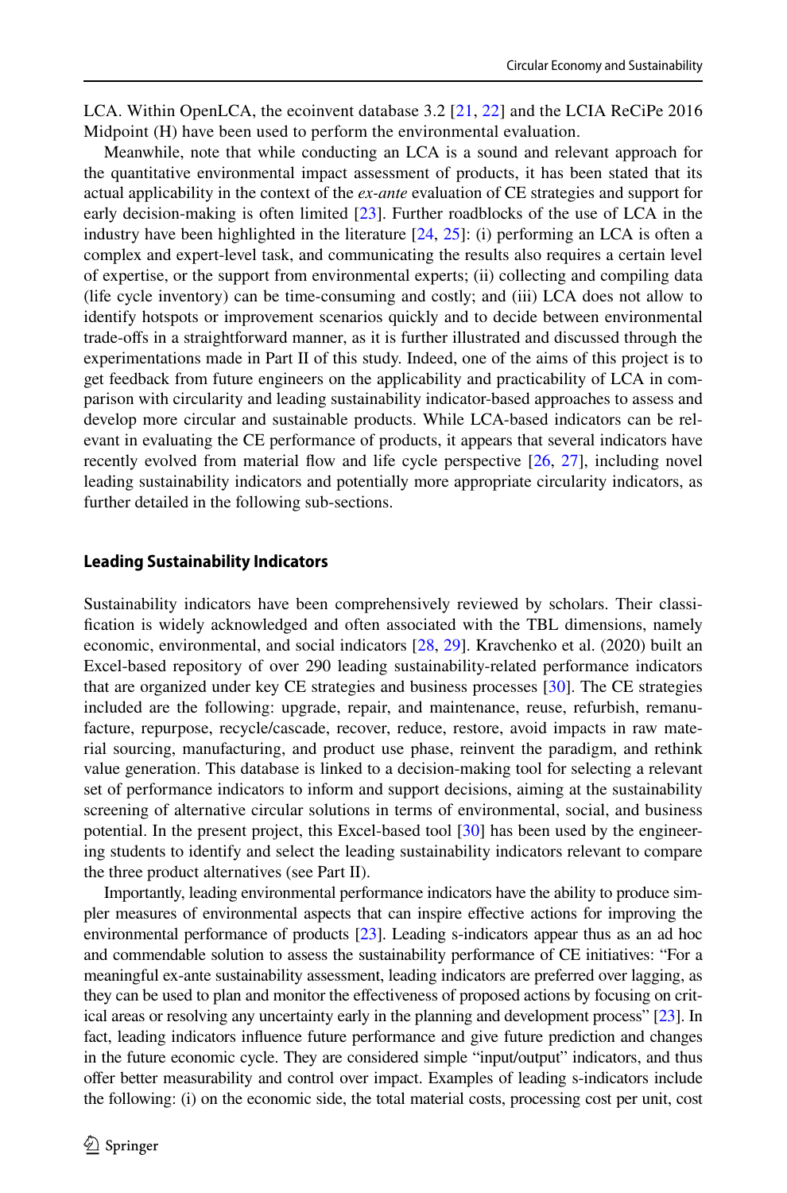LCA. Within OpenLCA, the ecoinvent database 3.2 [21, 22] and the LCIA ReCiPe 2016 Midpoint (H) have been used to perform the environmental evaluation.

Meanwhile, note that while conducting an LCA is a sound and relevant approach for the quantitative environmental impact assessment of products, it has been stated that its actual applicability in the context of the *ex-ante* evaluation of CE strategies and support for early decision-making is often limited [23]. Further roadblocks of the use of LCA in the industry have been highlighted in the literature [24, 25]: (i) performing an LCA is often a complex and expert-level task, and communicating the results also requires a certain level of expertise, or the support from environmental experts; (ii) collecting and compiling data (life cycle inventory) can be time-consuming and costly; and (iii) LCA does not allow to identify hotspots or improvement scenarios quickly and to decide between environmental trade-offs in a straightforward manner, as it is further illustrated and discussed through the experimentations made in Part II of this study. Indeed, one of the aims of this project is to get feedback from future engineers on the applicability and practicability of LCA in comparison with circularity and leading sustainability indicator-based approaches to assess and develop more circular and sustainable products. While LCA-based indicators can be relevant in evaluating the CE performance of products, it appears that several indicators have recently evolved from material flow and life cycle perspective [26, 27], including novel leading sustainability indicators and potentially more appropriate circularity indicators, as further detailed in the following sub-sections.

### Leading Sustainability Indicators

Sustainability indicators have been comprehensively reviewed by scholars. Their classification is widely acknowledged and often associated with the TBL dimensions, namely economic, environmental, and social indicators [28, 29]. Kravchenko et al. (2020) built an Excel-based repository of over 290 leading sustainability-related performance indicators that are organized under key CE strategies and business processes [30]. The CE strategies included are the following: upgrade, repair, and maintenance, reuse, refurbish, remanufacture, repurpose, recycle/cascade, recover, reduce, restore, avoid impacts in raw material sourcing, manufacturing, and product use phase, reinvent the paradigm, and rethink value generation. This database is linked to a decision-making tool for selecting a relevant set of performance indicators to inform and support decisions, aiming at the sustainability screening of alternative circular solutions in terms of environmental, social, and business potential. In the present project, this Excel-based tool [30] has been used by the engineering students to identify and select the leading sustainability indicators relevant to compare the three product alternatives (see Part II).

Importantly, leading environmental performance indicators have the ability to produce simpler measures of environmental aspects that can inspire effective actions for improving the environmental performance of products [23]. Leading s-indicators appear thus as an ad hoc and commendable solution to assess the sustainability performance of CE initiatives: "For a meaningful ex-ante sustainability assessment, leading indicators are preferred over lagging, as they can be used to plan and monitor the effectiveness of proposed actions by focusing on critical areas or resolving any uncertainty early in the planning and development process" [23]. In fact, leading indicators influence future performance and give future prediction and changes in the future economic cycle. They are considered simple "input/output" indicators, and thus offer better measurability and control over impact. Examples of leading s-indicators include the following: (i) on the economic side, the total material costs, processing cost per unit, cost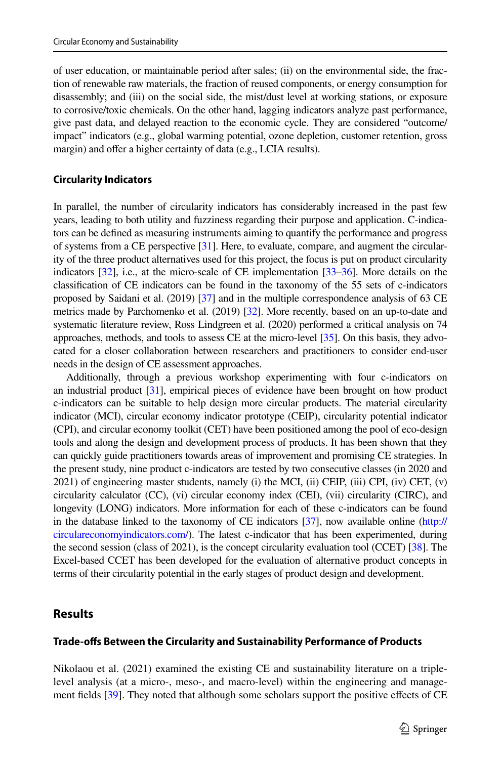of user education, or maintainable period after sales; (ii) on the environmental side, the fraction of renewable raw materials, the fraction of reused components, or energy consumption for disassembly; and (iii) on the social side, the mist/dust level at working stations, or exposure to corrosive/toxic chemicals. On the other hand, lagging indicators analyze past performance, give past data, and delayed reaction to the economic cycle. They are considered "outcome/impact" indicators (e.g., global warming potential, ozone depletion, customer retention, gross margin) and offer a higher certainty of data (e.g., LCIA results).

### Circularity Indicators

In parallel, the number of circularity indicators has considerably increased in the past few years, leading to both utility and fuzziness regarding their purpose and application. C-indicators can be defined as measuring instruments aiming to quantify the performance and progress of systems from a CE perspective [31]. Here, to evaluate, compare, and augment the circularity of the three product alternatives used for this project, the focus is put on product circularity indicators [32], i.e., at the micro-scale of CE implementation [33–36]. More details on the classification of CE indicators can be found in the taxonomy of the 55 sets of c-indicators proposed by Saidani et al. (2019) [37] and in the multiple correspondence analysis of 63 CE metrics made by Parchomenko et al. (2019) [32]. More recently, based on an up-to-date and systematic literature review, Ross Lindgreen et al. (2020) performed a critical analysis on 74 approaches, methods, and tools to assess CE at the micro-level [35]. On this basis, they advocated for a closer collaboration between researchers and practitioners to consider end-user needs in the design of CE assessment approaches.

Additionally, through a previous workshop experimenting with four c-indicators on an industrial product [31], empirical pieces of evidence have been brought on how product c-indicators can be suitable to help design more circular products. The material circularity indicator (MCI), circular economy indicator prototype (CEIP), circularity potential indicator (CPI), and circular economy toolkit (CET) have been positioned among the pool of eco-design tools and along the design and development process of products. It has been shown that they can quickly guide design practitioners towards areas of improvement and promising CE strategies. In the present study, nine product c-indicators are tested by two consecutive classes (in 2020 and 2021) of engineering master students, namely (i) the MCI, (ii) CEIP, (iii) CPI, (iv) CET, (v) circularity calculator (CC), (vi) circular economy index (CEI), (vii) circularity (CIRC), and longevity (LONG) indicators. More information for each of these c-indicators can be found in the database linked to the taxonomy of CE indicators [37], now available online (http://circulareconomyindicators.com/). The latest c-indicator that has been experimented, during the second session (class of 2021), is the concept circularity evaluation tool (CCET) [38]. The Excel-based CCET has been developed for the evaluation of alternative product concepts in terms of their circularity potential in the early stages of product design and development.

## Results

### Trade-offs Between the Circularity and Sustainability Performance of Products

Nikolaou et al. (2021) examined the existing CE and sustainability literature on a triple-level analysis (at a micro-, meso-, and macro-level) within the engineering and management fields [39]. They noted that although some scholars support the positive effects of CE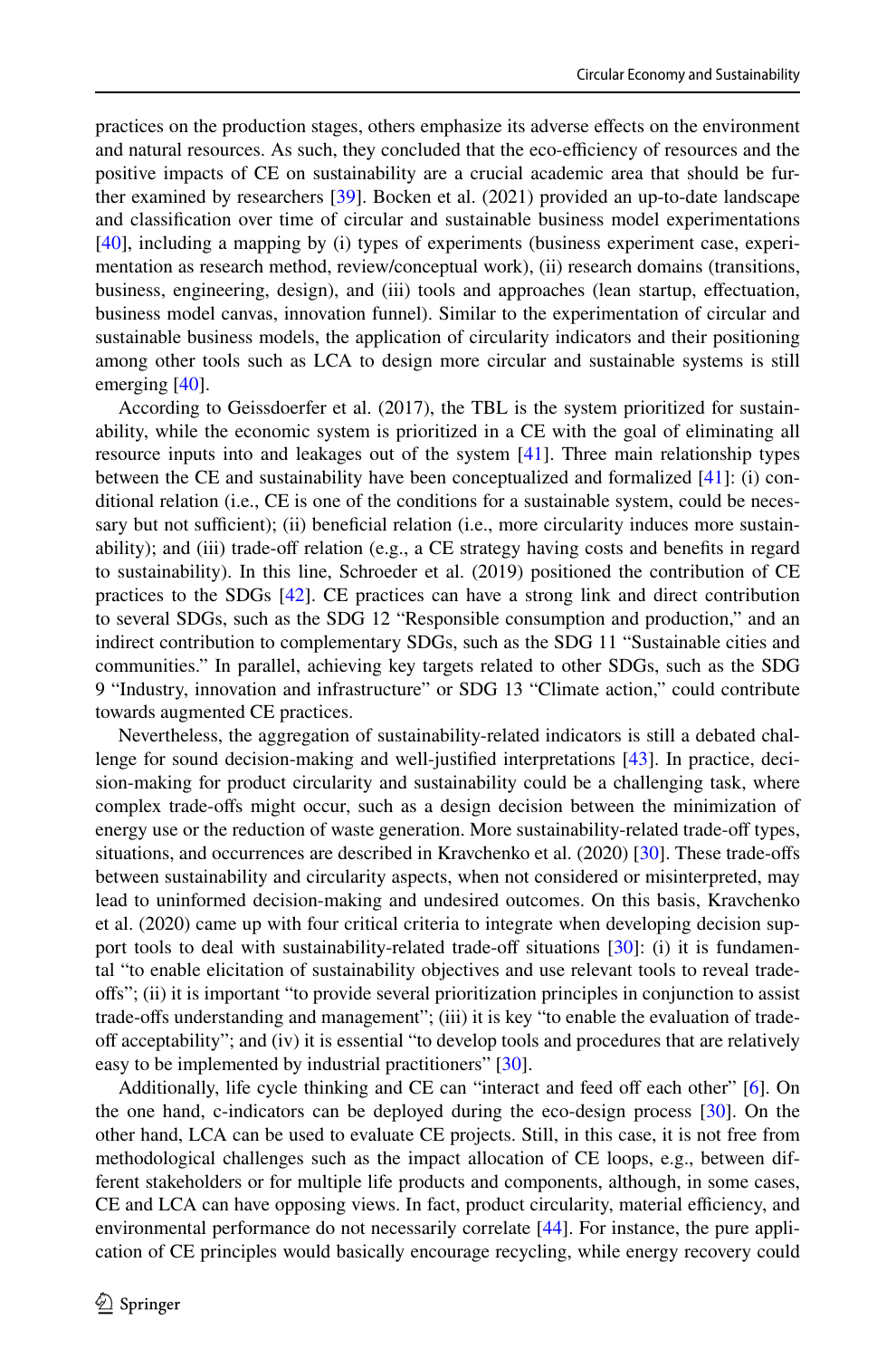practices on the production stages, others emphasize its adverse effects on the environment and natural resources. As such, they concluded that the eco-efficiency of resources and the positive impacts of CE on sustainability are a crucial academic area that should be further examined by researchers [39]. Bocken et al. (2021) provided an up-to-date landscape and classification over time of circular and sustainable business model experimentations [40], including a mapping by (i) types of experiments (business experiment case, experimentation as research method, review/conceptual work), (ii) research domains (transitions, business, engineering, design), and (iii) tools and approaches (lean startup, effectuation, business model canvas, innovation funnel). Similar to the experimentation of circular and sustainable business models, the application of circularity indicators and their positioning among other tools such as LCA to design more circular and sustainable systems is still emerging [40].

According to Geissdoerfer et al. (2017), the TBL is the system prioritized for sustainability, while the economic system is prioritized in a CE with the goal of eliminating all resource inputs into and leakages out of the system [41]. Three main relationship types between the CE and sustainability have been conceptualized and formalized [41]: (i) conditional relation (i.e., CE is one of the conditions for a sustainable system, could be necessary but not sufficient); (ii) beneficial relation (i.e., more circularity induces more sustainability); and (iii) trade-off relation (e.g., a CE strategy having costs and benefits in regard to sustainability). In this line, Schroeder et al. (2019) positioned the contribution of CE practices to the SDGs [42]. CE practices can have a strong link and direct contribution to several SDGs, such as the SDG 12 "Responsible consumption and production," and an indirect contribution to complementary SDGs, such as the SDG 11 "Sustainable cities and communities." In parallel, achieving key targets related to other SDGs, such as the SDG 9 "Industry, innovation and infrastructure" or SDG 13 "Climate action," could contribute towards augmented CE practices.

Nevertheless, the aggregation of sustainability-related indicators is still a debated challenge for sound decision-making and well-justified interpretations [43]. In practice, decision-making for product circularity and sustainability could be a challenging task, where complex trade-offs might occur, such as a design decision between the minimization of energy use or the reduction of waste generation. More sustainability-related trade-off types, situations, and occurrences are described in Kravchenko et al. (2020) [30]. These trade-offs between sustainability and circularity aspects, when not considered or misinterpreted, may lead to uninformed decision-making and undesired outcomes. On this basis, Kravchenko et al. (2020) came up with four critical criteria to integrate when developing decision support tools to deal with sustainability-related trade-off situations [30]: (i) it is fundamental "to enable elicitation of sustainability objectives and use relevant tools to reveal trade-offs"; (ii) it is important "to provide several prioritization principles in conjunction to assist trade-offs understanding and management"; (iii) it is key "to enable the evaluation of trade-off acceptability"; and (iv) it is essential "to develop tools and procedures that are relatively easy to be implemented by industrial practitioners" [30].

Additionally, life cycle thinking and CE can "interact and feed off each other" [6]. On the one hand, c-indicators can be deployed during the eco-design process [30]. On the other hand, LCA can be used to evaluate CE projects. Still, in this case, it is not free from methodological challenges such as the impact allocation of CE loops, e.g., between different stakeholders or for multiple life products and components, although, in some cases, CE and LCA can have opposing views. In fact, product circularity, material efficiency, and environmental performance do not necessarily correlate [44]. For instance, the pure application of CE principles would basically encourage recycling, while energy recovery could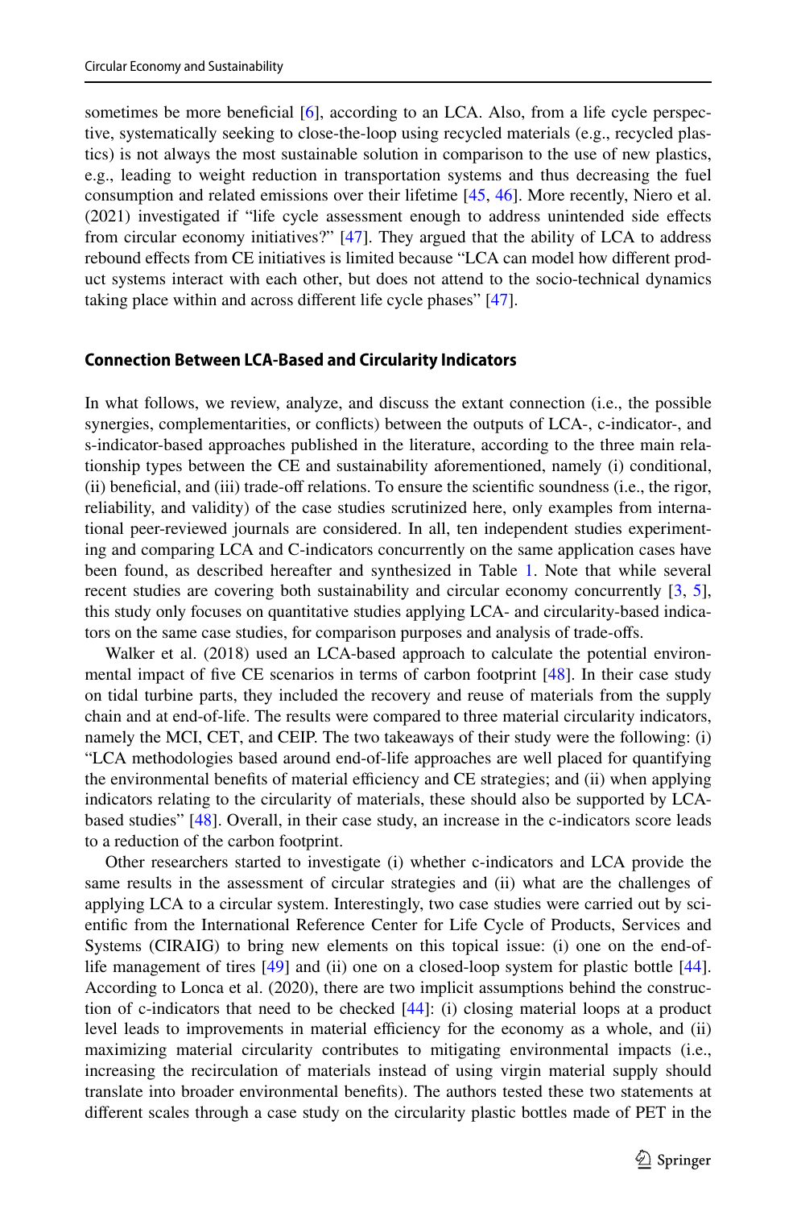sometimes be more beneficial [6], according to an LCA. Also, from a life cycle perspective, systematically seeking to close-the-loop using recycled materials (e.g., recycled plastics) is not always the most sustainable solution in comparison to the use of new plastics, e.g., leading to weight reduction in transportation systems and thus decreasing the fuel consumption and related emissions over their lifetime [45, 46]. More recently, Niero et al. (2021) investigated if "life cycle assessment enough to address unintended side effects from circular economy initiatives?" [47]. They argued that the ability of LCA to address rebound effects from CE initiatives is limited because "LCA can model how different product systems interact with each other, but does not attend to the socio-technical dynamics taking place within and across different life cycle phases" [47].

### Connection Between LCA-Based and Circularity Indicators

In what follows, we review, analyze, and discuss the extant connection (i.e., the possible synergies, complementarities, or conflicts) between the outputs of LCA-, c-indicator-, and s-indicator-based approaches published in the literature, according to the three main relationship types between the CE and sustainability aforementioned, namely (i) conditional, (ii) beneficial, and (iii) trade-off relations. To ensure the scientific soundness (i.e., the rigor, reliability, and validity) of the case studies scrutinized here, only examples from international peer-reviewed journals are considered. In all, ten independent studies experimenting and comparing LCA and C-indicators concurrently on the same application cases have been found, as described hereafter and synthesized in Table 1. Note that while several recent studies are covering both sustainability and circular economy concurrently [3, 5], this study only focuses on quantitative studies applying LCA- and circularity-based indicators on the same case studies, for comparison purposes and analysis of trade-offs.

Walker et al. (2018) used an LCA-based approach to calculate the potential environmental impact of five CE scenarios in terms of carbon footprint [48]. In their case study on tidal turbine parts, they included the recovery and reuse of materials from the supply chain and at end-of-life. The results were compared to three material circularity indicators, namely the MCI, CET, and CEIP. The two takeaways of their study were the following: (i) "LCA methodologies based around end-of-life approaches are well placed for quantifying the environmental benefits of material efficiency and CE strategies; and (ii) when applying indicators relating to the circularity of materials, these should also be supported by LCA-based studies" [48]. Overall, in their case study, an increase in the c-indicators score leads to a reduction of the carbon footprint.

Other researchers started to investigate (i) whether c-indicators and LCA provide the same results in the assessment of circular strategies and (ii) what are the challenges of applying LCA to a circular system. Interestingly, two case studies were carried out by scientific from the International Reference Center for Life Cycle of Products, Services and Systems (CIRAIG) to bring new elements on this topical issue: (i) one on the end-of-life management of tires [49] and (ii) one on a closed-loop system for plastic bottle [44]. According to Lonca et al. (2020), there are two implicit assumptions behind the construction of c-indicators that need to be checked [44]: (i) closing material loops at a product level leads to improvements in material efficiency for the economy as a whole, and (ii) maximizing material circularity contributes to mitigating environmental impacts (i.e., increasing the recirculation of materials instead of using virgin material supply should translate into broader environmental benefits). The authors tested these two statements at different scales through a case study on the circularity plastic bottles made of PET in the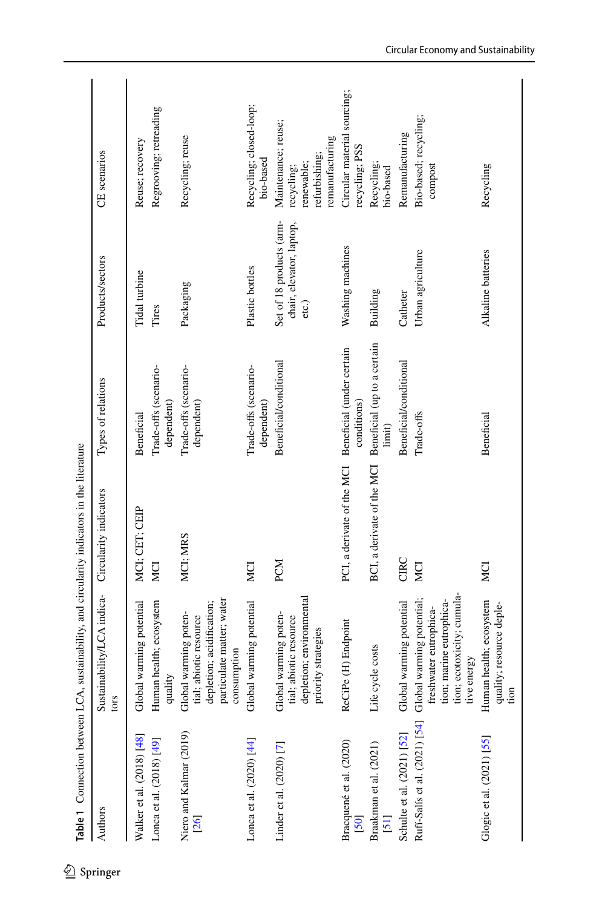**Table 1** Connection between LCA, sustainability, and circularity indicators in the literature

| Authors | Sustainability/LCA indicators | Circularity indicators | Types of relations | Products/sectors | CE scenarios |
|---|---|---|---|---|---|
| Walker et al. (2018) [48] | Global warming potential | MCI; CET; CEIP | Beneficial | Tidal turbine | Reuse; recovery |
| Lonca et al. (2018) [49] | Human health; ecosystem quality | MCI | Trade-offs (scenario-dependent) | Tires | Regrooving; retreading |
| Niero and Kalmar (2019) [26] | Global warming potential; abiotic resource depletion; acidification; particulate matter; water consumption | MCI; MRS | Trade-offs (scenario-dependent) | Packaging | Recycling; reuse |
| Lonca et al. (2020) [44] | Global warming potential | MCI | Trade-offs (scenario-dependent) | Plastic bottles | Recycling; closed-loop; bio-based |
| Linder et al. (2020) [7] | Global warming potential; abiotic resource depletion; environmental priority strategies | PCM | Beneficial/conditional | Set of 18 products (armchair, elevator, laptop, etc.) | Maintenance; reuse; recycling; renewable; refurbishing; remanufacturing |
| Bracquené et al. (2020) [50] | ReCiPe (H) Endpoint | PCI, a derivate of the MCI | Beneficial (under certain conditions) | Washing machines | Circular material sourcing; recycling; PSS |
| Braakman et al. (2021) [51] | Life cycle costs | BCI, a derivate of the MCI | Beneficial (up to a certain limit) | Building | Recycling; bio-based |
| Schulte et al. (2021) [52] | Global warming potential | CIRC | Beneficial/conditional | Catheter | Remanufacturing |
| Rufí-Salís et al. (2021) [54] | Global warming potential; freshwater eutrophication; marine eutrophication; ecotoxicity; cumulative energy | MCI | Trade-offs | Urban agriculture | Bio-based; recycling; compost |
| Glogic et al. (2021) [55] | Human health; ecosystem quality; resource depletion | MCI | Beneficial | Alkaline batteries | Recycling |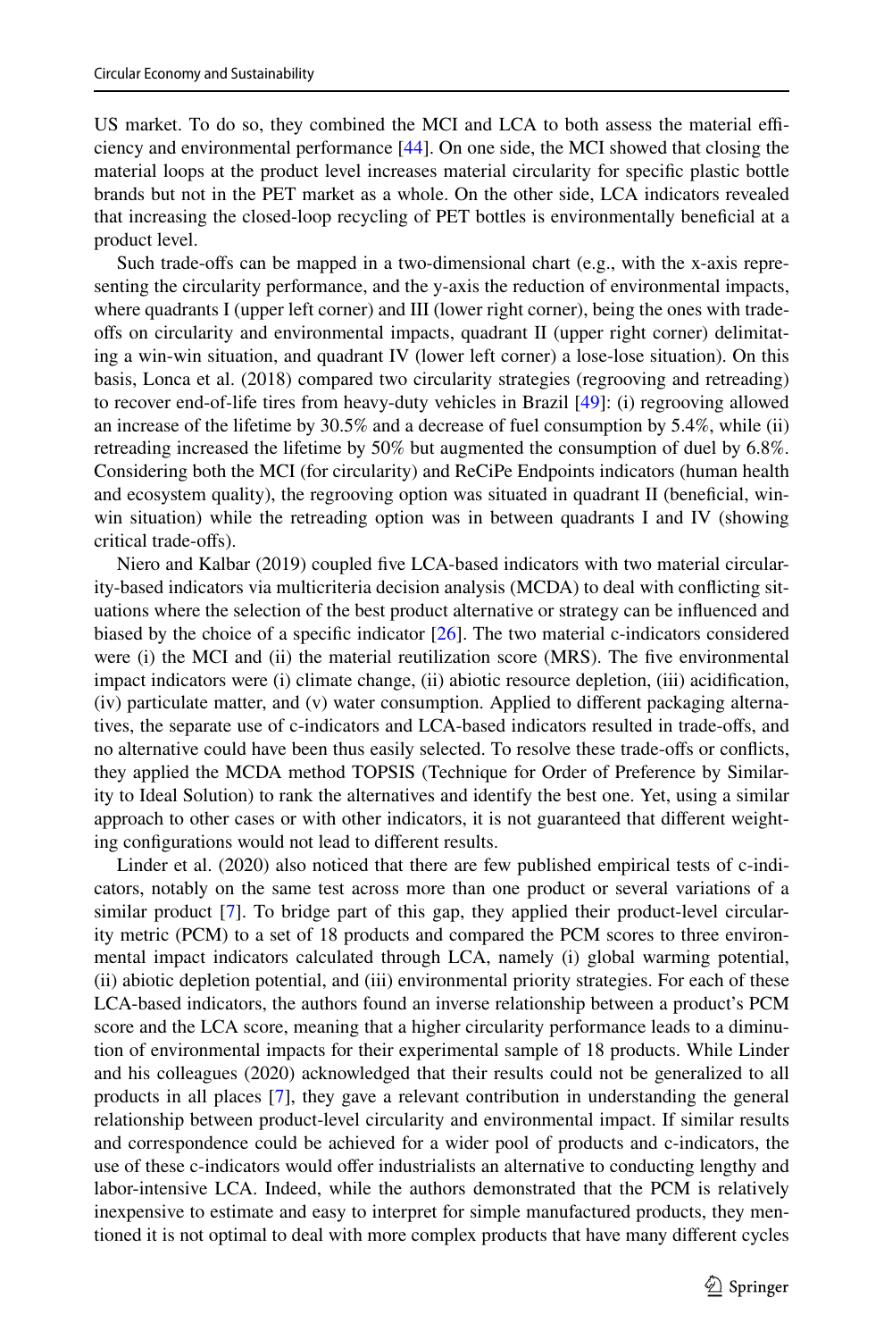US market. To do so, they combined the MCI and LCA to both assess the material efficiency and environmental performance [44]. On one side, the MCI showed that closing the material loops at the product level increases material circularity for specific plastic bottle brands but not in the PET market as a whole. On the other side, LCA indicators revealed that increasing the closed-loop recycling of PET bottles is environmentally beneficial at a product level.

Such trade-offs can be mapped in a two-dimensional chart (e.g., with the x-axis representing the circularity performance, and the y-axis the reduction of environmental impacts, where quadrants I (upper left corner) and III (lower right corner), being the ones with trade-offs on circularity and environmental impacts, quadrant II (upper right corner) delimitating a win-win situation, and quadrant IV (lower left corner) a lose-lose situation). On this basis, Lonca et al. (2018) compared two circularity strategies (regrooving and retreading) to recover end-of-life tires from heavy-duty vehicles in Brazil [49]: (i) regrooving allowed an increase of the lifetime by 30.5% and a decrease of fuel consumption by 5.4%, while (ii) retreading increased the lifetime by 50% but augmented the consumption of duel by 6.8%. Considering both the MCI (for circularity) and ReCiPe Endpoints indicators (human health and ecosystem quality), the regrooving option was situated in quadrant II (beneficial, win-win situation) while the retreading option was in between quadrants I and IV (showing critical trade-offs).

Niero and Kalbar (2019) coupled five LCA-based indicators with two material circularity-based indicators via multicriteria decision analysis (MCDA) to deal with conflicting situations where the selection of the best product alternative or strategy can be influenced and biased by the choice of a specific indicator [26]. The two material c-indicators considered were (i) the MCI and (ii) the material reutilization score (MRS). The five environmental impact indicators were (i) climate change, (ii) abiotic resource depletion, (iii) acidification, (iv) particulate matter, and (v) water consumption. Applied to different packaging alternatives, the separate use of c-indicators and LCA-based indicators resulted in trade-offs, and no alternative could have been thus easily selected. To resolve these trade-offs or conflicts, they applied the MCDA method TOPSIS (Technique for Order of Preference by Similarity to Ideal Solution) to rank the alternatives and identify the best one. Yet, using a similar approach to other cases or with other indicators, it is not guaranteed that different weighting configurations would not lead to different results.

Linder et al. (2020) also noticed that there are few published empirical tests of c-indicators, notably on the same test across more than one product or several variations of a similar product [7]. To bridge part of this gap, they applied their product-level circularity metric (PCM) to a set of 18 products and compared the PCM scores to three environmental impact indicators calculated through LCA, namely (i) global warming potential, (ii) abiotic depletion potential, and (iii) environmental priority strategies. For each of these LCA-based indicators, the authors found an inverse relationship between a product's PCM score and the LCA score, meaning that a higher circularity performance leads to a diminution of environmental impacts for their experimental sample of 18 products. While Linder and his colleagues (2020) acknowledged that their results could not be generalized to all products in all places [7], they gave a relevant contribution in understanding the general relationship between product-level circularity and environmental impact. If similar results and correspondence could be achieved for a wider pool of products and c-indicators, the use of these c-indicators would offer industrialists an alternative to conducting lengthy and labor-intensive LCA. Indeed, while the authors demonstrated that the PCM is relatively inexpensive to estimate and easy to interpret for simple manufactured products, they mentioned it is not optimal to deal with more complex products that have many different cycles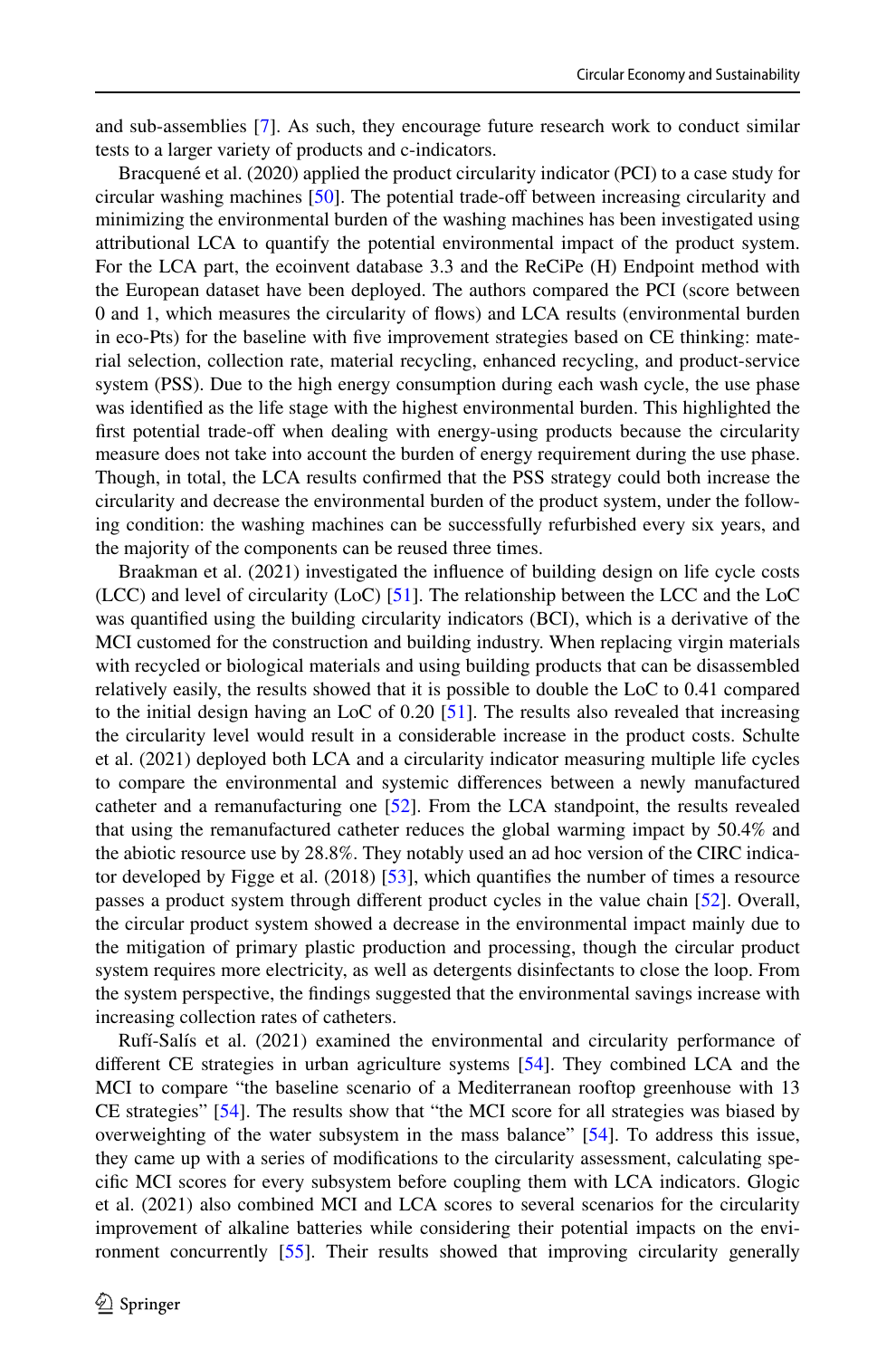and sub-assemblies [7]. As such, they encourage future research work to conduct similar tests to a larger variety of products and c-indicators.

Bracquené et al. (2020) applied the product circularity indicator (PCI) to a case study for circular washing machines [50]. The potential trade-off between increasing circularity and minimizing the environmental burden of the washing machines has been investigated using attributional LCA to quantify the potential environmental impact of the product system. For the LCA part, the ecoinvent database 3.3 and the ReCiPe (H) Endpoint method with the European dataset have been deployed. The authors compared the PCI (score between 0 and 1, which measures the circularity of flows) and LCA results (environmental burden in eco-Pts) for the baseline with five improvement strategies based on CE thinking: material selection, collection rate, material recycling, enhanced recycling, and product-service system (PSS). Due to the high energy consumption during each wash cycle, the use phase was identified as the life stage with the highest environmental burden. This highlighted the first potential trade-off when dealing with energy-using products because the circularity measure does not take into account the burden of energy requirement during the use phase. Though, in total, the LCA results confirmed that the PSS strategy could both increase the circularity and decrease the environmental burden of the product system, under the following condition: the washing machines can be successfully refurbished every six years, and the majority of the components can be reused three times.

Braakman et al. (2021) investigated the influence of building design on life cycle costs (LCC) and level of circularity (LoC) [51]. The relationship between the LCC and the LoC was quantified using the building circularity indicators (BCI), which is a derivative of the MCI customed for the construction and building industry. When replacing virgin materials with recycled or biological materials and using building products that can be disassembled relatively easily, the results showed that it is possible to double the LoC to 0.41 compared to the initial design having an LoC of 0.20 [51]. The results also revealed that increasing the circularity level would result in a considerable increase in the product costs. Schulte et al. (2021) deployed both LCA and a circularity indicator measuring multiple life cycles to compare the environmental and systemic differences between a newly manufactured catheter and a remanufacturing one [52]. From the LCA standpoint, the results revealed that using the remanufactured catheter reduces the global warming impact by 50.4% and the abiotic resource use by 28.8%. They notably used an ad hoc version of the CIRC indicator developed by Figge et al. (2018) [53], which quantifies the number of times a resource passes a product system through different product cycles in the value chain [52]. Overall, the circular product system showed a decrease in the environmental impact mainly due to the mitigation of primary plastic production and processing, though the circular product system requires more electricity, as well as detergents disinfectants to close the loop. From the system perspective, the findings suggested that the environmental savings increase with increasing collection rates of catheters.

Rufí-Salís et al. (2021) examined the environmental and circularity performance of different CE strategies in urban agriculture systems [54]. They combined LCA and the MCI to compare "the baseline scenario of a Mediterranean rooftop greenhouse with 13 CE strategies" [54]. The results show that "the MCI score for all strategies was biased by overweighting of the water subsystem in the mass balance" [54]. To address this issue, they came up with a series of modifications to the circularity assessment, calculating specific MCI scores for every subsystem before coupling them with LCA indicators. Glogic et al. (2021) also combined MCI and LCA scores to several scenarios for the circularity improvement of alkaline batteries while considering their potential impacts on the environment concurrently [55]. Their results showed that improving circularity generally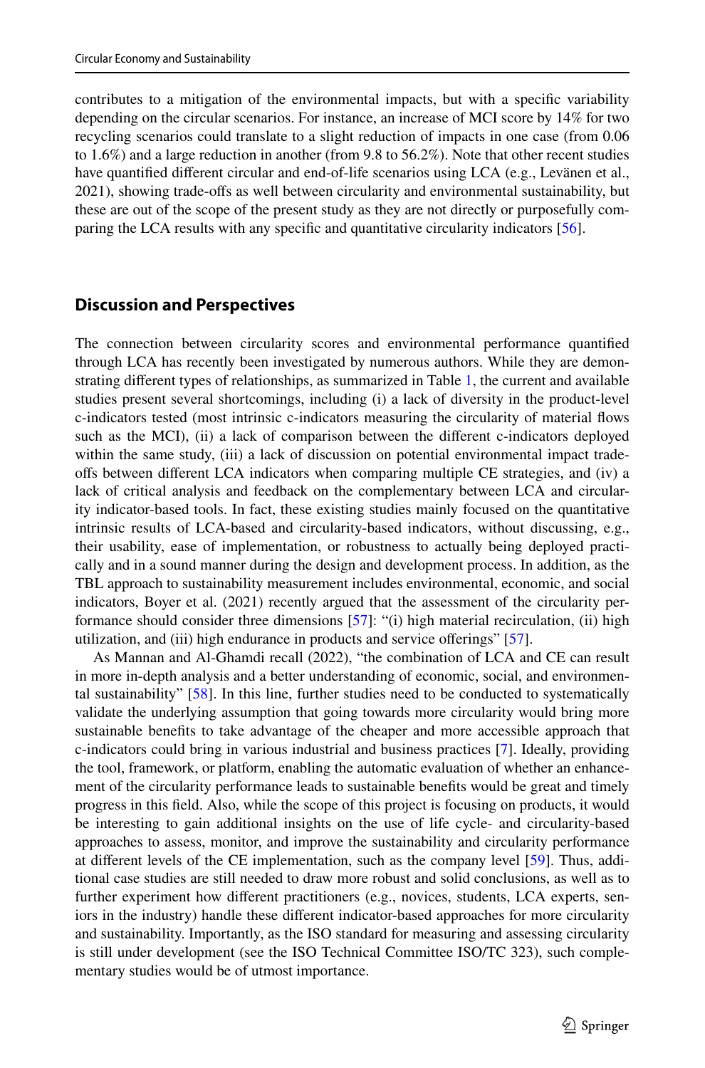contributes to a mitigation of the environmental impacts, but with a specific variability depending on the circular scenarios. For instance, an increase of MCI score by 14% for two recycling scenarios could translate to a slight reduction of impacts in one case (from 0.06 to 1.6%) and a large reduction in another (from 9.8 to 56.2%). Note that other recent studies have quantified different circular and end-of-life scenarios using LCA (e.g., Levänen et al., 2021), showing trade-offs as well between circularity and environmental sustainability, but these are out of the scope of the present study as they are not directly or purposefully comparing the LCA results with any specific and quantitative circularity indicators [56].

## Discussion and Perspectives

The connection between circularity scores and environmental performance quantified through LCA has recently been investigated by numerous authors. While they are demonstrating different types of relationships, as summarized in Table 1, the current and available studies present several shortcomings, including (i) a lack of diversity in the product-level c-indicators tested (most intrinsic c-indicators measuring the circularity of material flows such as the MCI), (ii) a lack of comparison between the different c-indicators deployed within the same study, (iii) a lack of discussion on potential environmental impact trade-offs between different LCA indicators when comparing multiple CE strategies, and (iv) a lack of critical analysis and feedback on the complementary between LCA and circularity indicator-based tools. In fact, these existing studies mainly focused on the quantitative intrinsic results of LCA-based and circularity-based indicators, without discussing, e.g., their usability, ease of implementation, or robustness to actually being deployed practically and in a sound manner during the design and development process. In addition, as the TBL approach to sustainability measurement includes environmental, economic, and social indicators, Boyer et al. (2021) recently argued that the assessment of the circularity performance should consider three dimensions [57]: "(i) high material recirculation, (ii) high utilization, and (iii) high endurance in products and service offerings" [57].

As Mannan and Al-Ghamdi recall (2022), "the combination of LCA and CE can result in more in-depth analysis and a better understanding of economic, social, and environmental sustainability" [58]. In this line, further studies need to be conducted to systematically validate the underlying assumption that going towards more circularity would bring more sustainable benefits to take advantage of the cheaper and more accessible approach that c-indicators could bring in various industrial and business practices [7]. Ideally, providing the tool, framework, or platform, enabling the automatic evaluation of whether an enhancement of the circularity performance leads to sustainable benefits would be great and timely progress in this field. Also, while the scope of this project is focusing on products, it would be interesting to gain additional insights on the use of life cycle- and circularity-based approaches to assess, monitor, and improve the sustainability and circularity performance at different levels of the CE implementation, such as the company level [59]. Thus, additional case studies are still needed to draw more robust and solid conclusions, as well as to further experiment how different practitioners (e.g., novices, students, LCA experts, seniors in the industry) handle these different indicator-based approaches for more circularity and sustainability. Importantly, as the ISO standard for measuring and assessing circularity is still under development (see the ISO Technical Committee ISO/TC 323), such complementary studies would be of utmost importance.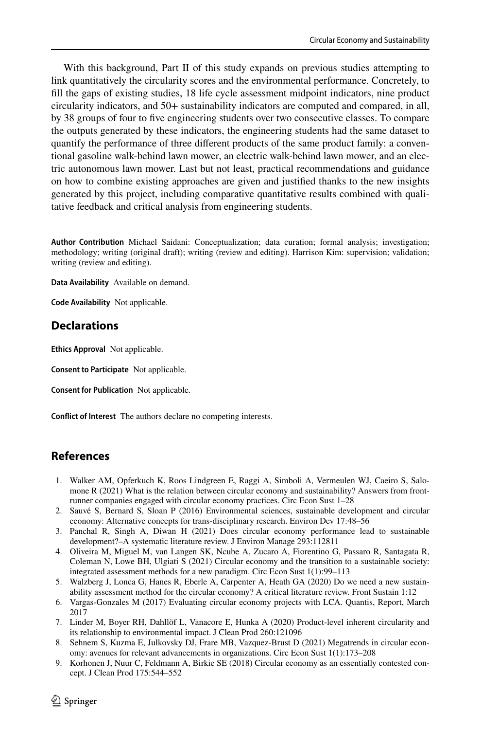With this background, Part II of this study expands on previous studies attempting to link quantitatively the circularity scores and the environmental performance. Concretely, to fill the gaps of existing studies, 18 life cycle assessment midpoint indicators, nine product circularity indicators, and 50+ sustainability indicators are computed and compared, in all, by 38 groups of four to five engineering students over two consecutive classes. To compare the outputs generated by these indicators, the engineering students had the same dataset to quantify the performance of three different products of the same product family: a conventional gasoline walk-behind lawn mower, an electric walk-behind lawn mower, and an electric autonomous lawn mower. Last but not least, practical recommendations and guidance on how to combine existing approaches are given and justified thanks to the new insights generated by this project, including comparative quantitative results combined with qualitative feedback and critical analysis from engineering students.

**Author Contribution** Michael Saidani: Conceptualization; data curation; formal analysis; investigation; methodology; writing (original draft); writing (review and editing). Harrison Kim: supervision; validation; writing (review and editing).

**Data Availability** Available on demand.

**Code Availability** Not applicable.

## Declarations

**Ethics Approval** Not applicable.

**Consent to Participate** Not applicable.

**Consent for Publication** Not applicable.

**Conflict of Interest** The authors declare no competing interests.

## References

1. Walker AM, Opferkuch K, Roos Lindgreen E, Raggi A, Simboli A, Vermeulen WJ, Caeiro S, Salomone R (2021) What is the relation between circular economy and sustainability? Answers from frontrunner companies engaged with circular economy practices. Circ Econ Sust 1–28
2. Sauvé S, Bernard S, Sloan P (2016) Environmental sciences, sustainable development and circular economy: Alternative concepts for trans-disciplinary research. Environ Dev 17:48–56
3. Panchal R, Singh A, Diwan H (2021) Does circular economy performance lead to sustainable development?–A systematic literature review. J Environ Manage 293:112811
4. Oliveira M, Miguel M, van Langen SK, Ncube A, Zucaro A, Fiorentino G, Passaro R, Santagata R, Coleman N, Lowe BH, Ulgiati S (2021) Circular economy and the transition to a sustainable society: integrated assessment methods for a new paradigm. Circ Econ Sust 1(1):99–113
5. Walzberg J, Lonca G, Hanes R, Eberle A, Carpenter A, Heath GA (2020) Do we need a new sustainability assessment method for the circular economy? A critical literature review. Front Sustain 1:12
6. Vargas-Gonzales M (2017) Evaluating circular economy projects with LCA. Quantis, Report, March 2017
7. Linder M, Boyer RH, Dahllöf L, Vanacore E, Hunka A (2020) Product-level inherent circularity and its relationship to environmental impact. J Clean Prod 260:121096
8. Sehnem S, Kuzma E, Julkovsky DJ, Frare MB, Vazquez-Brust D (2021) Megatrends in circular economy: avenues for relevant advancements in organizations. Circ Econ Sust 1(1):173–208
9. Korhonen J, Nuur C, Feldmann A, Birkie SE (2018) Circular economy as an essentially contested concept. J Clean Prod 175:544–552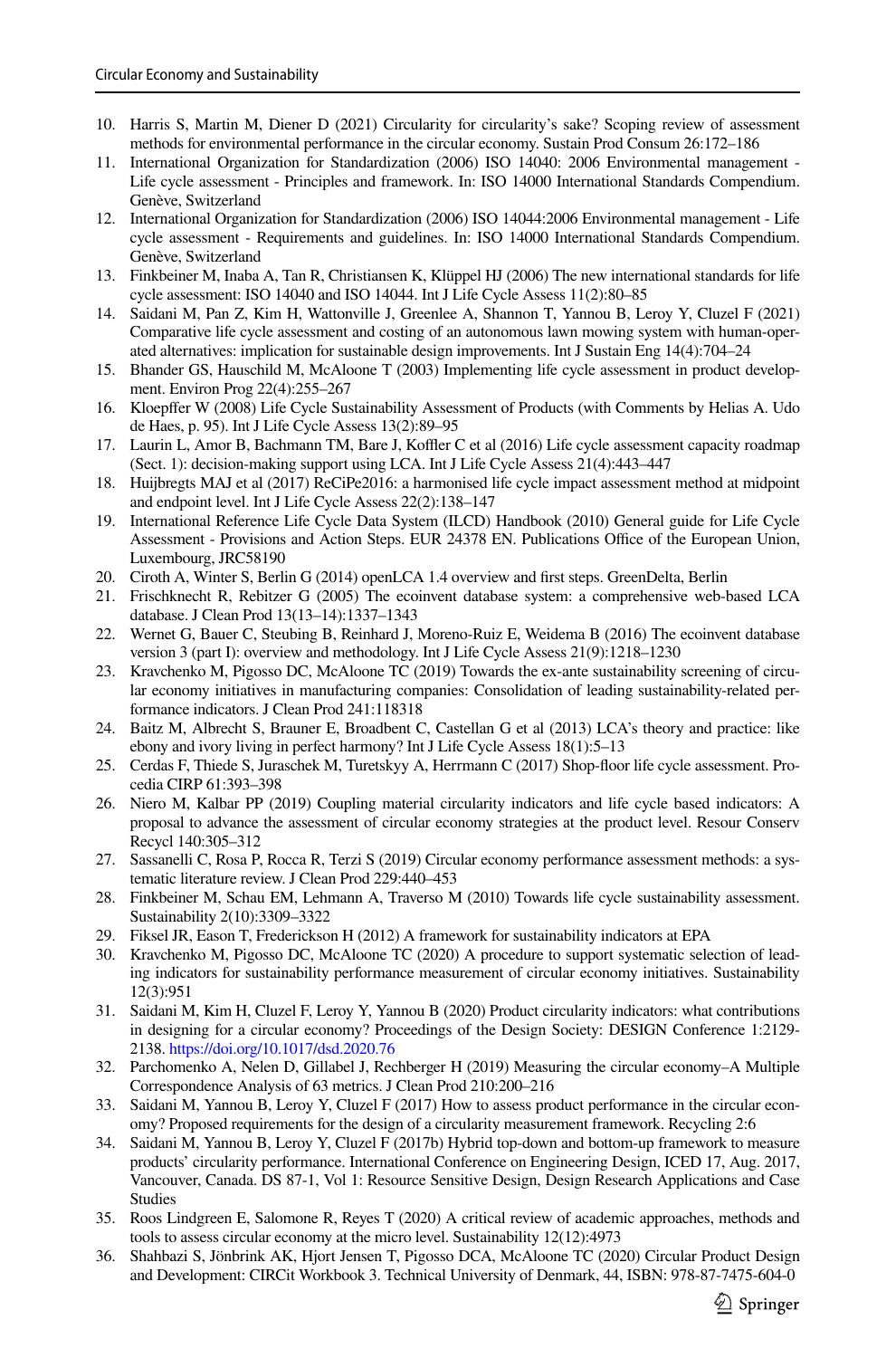10. Harris S, Martin M, Diener D (2021) Circularity for circularity's sake? Scoping review of assessment methods for environmental performance in the circular economy. Sustain Prod Consum 26:172–186
11. International Organization for Standardization (2006) ISO 14040: 2006 Environmental management - Life cycle assessment - Principles and framework. In: ISO 14000 International Standards Compendium. Genève, Switzerland
12. International Organization for Standardization (2006) ISO 14044:2006 Environmental management - Life cycle assessment - Requirements and guidelines. In: ISO 14000 International Standards Compendium. Genève, Switzerland
13. Finkbeiner M, Inaba A, Tan R, Christiansen K, Klüppel HJ (2006) The new international standards for life cycle assessment: ISO 14040 and ISO 14044. Int J Life Cycle Assess 11(2):80–85
14. Saidani M, Pan Z, Kim H, Wattonville J, Greenlee A, Shannon T, Yannou B, Leroy Y, Cluzel F (2021) Comparative life cycle assessment and costing of an autonomous lawn mowing system with human-operated alternatives: implication for sustainable design improvements. Int J Sustain Eng 14(4):704–24
15. Bhander GS, Hauschild M, McAloone T (2003) Implementing life cycle assessment in product development. Environ Prog 22(4):255–267
16. Kloepffer W (2008) Life Cycle Sustainability Assessment of Products (with Comments by Helias A. Udo de Haes, p. 95). Int J Life Cycle Assess 13(2):89–95
17. Laurin L, Amor B, Bachmann TM, Bare J, Koffler C et al (2016) Life cycle assessment capacity roadmap (Sect. 1): decision-making support using LCA. Int J Life Cycle Assess 21(4):443–447
18. Huijbregts MAJ et al (2017) ReCiPe2016: a harmonised life cycle impact assessment method at midpoint and endpoint level. Int J Life Cycle Assess 22(2):138–147
19. International Reference Life Cycle Data System (ILCD) Handbook (2010) General guide for Life Cycle Assessment - Provisions and Action Steps. EUR 24378 EN. Publications Office of the European Union, Luxembourg, JRC58190
20. Ciroth A, Winter S, Berlin G (2014) openLCA 1.4 overview and first steps. GreenDelta, Berlin
21. Frischknecht R, Rebitzer G (2005) The ecoinvent database system: a comprehensive web-based LCA database. J Clean Prod 13(13–14):1337–1343
22. Wernet G, Bauer C, Steubing B, Reinhard J, Moreno-Ruiz E, Weidema B (2016) The ecoinvent database version 3 (part I): overview and methodology. Int J Life Cycle Assess 21(9):1218–1230
23. Kravchenko M, Pigosso DC, McAloone TC (2019) Towards the ex-ante sustainability screening of circular economy initiatives in manufacturing companies: Consolidation of leading sustainability-related performance indicators. J Clean Prod 241:118318
24. Baitz M, Albrecht S, Brauner E, Broadbent C, Castellan G et al (2013) LCA's theory and practice: like ebony and ivory living in perfect harmony? Int J Life Cycle Assess 18(1):5–13
25. Cerdas F, Thiede S, Juraschek M, Turetskyy A, Herrmann C (2017) Shop-floor life cycle assessment. Procedia CIRP 61:393–398
26. Niero M, Kalbar PP (2019) Coupling material circularity indicators and life cycle based indicators: A proposal to advance the assessment of circular economy strategies at the product level. Resour Conserv Recycl 140:305–312
27. Sassanelli C, Rosa P, Rocca R, Terzi S (2019) Circular economy performance assessment methods: a systematic literature review. J Clean Prod 229:440–453
28. Finkbeiner M, Schau EM, Lehmann A, Traverso M (2010) Towards life cycle sustainability assessment. Sustainability 2(10):3309–3322
29. Fiksel JR, Eason T, Frederickson H (2012) A framework for sustainability indicators at EPA
30. Kravchenko M, Pigosso DC, McAloone TC (2020) A procedure to support systematic selection of leading indicators for sustainability performance measurement of circular economy initiatives. Sustainability 12(3):951
31. Saidani M, Kim H, Cluzel F, Leroy Y, Yannou B (2020) Product circularity indicators: what contributions in designing for a circular economy? Proceedings of the Design Society: DESIGN Conference 1:2129-2138. https://doi.org/10.1017/dsd.2020.76
32. Parchomenko A, Nelen D, Gillabel J, Rechberger H (2019) Measuring the circular economy–A Multiple Correspondence Analysis of 63 metrics. J Clean Prod 210:200–216
33. Saidani M, Yannou B, Leroy Y, Cluzel F (2017) How to assess product performance in the circular economy? Proposed requirements for the design of a circularity measurement framework. Recycling 2:6
34. Saidani M, Yannou B, Leroy Y, Cluzel F (2017b) Hybrid top-down and bottom-up framework to measure products' circularity performance. International Conference on Engineering Design, ICED 17, Aug. 2017, Vancouver, Canada. DS 87-1, Vol 1: Resource Sensitive Design, Design Research Applications and Case Studies
35. Roos Lindgreen E, Salomone R, Reyes T (2020) A critical review of academic approaches, methods and tools to assess circular economy at the micro level. Sustainability 12(12):4973
36. Shahbazi S, Jönbrink AK, Hjort Jensen T, Pigosso DCA, McAloone TC (2020) Circular Product Design and Development: CIRCit Workbook 3. Technical University of Denmark, 44, ISBN: 978-87-7475-604-0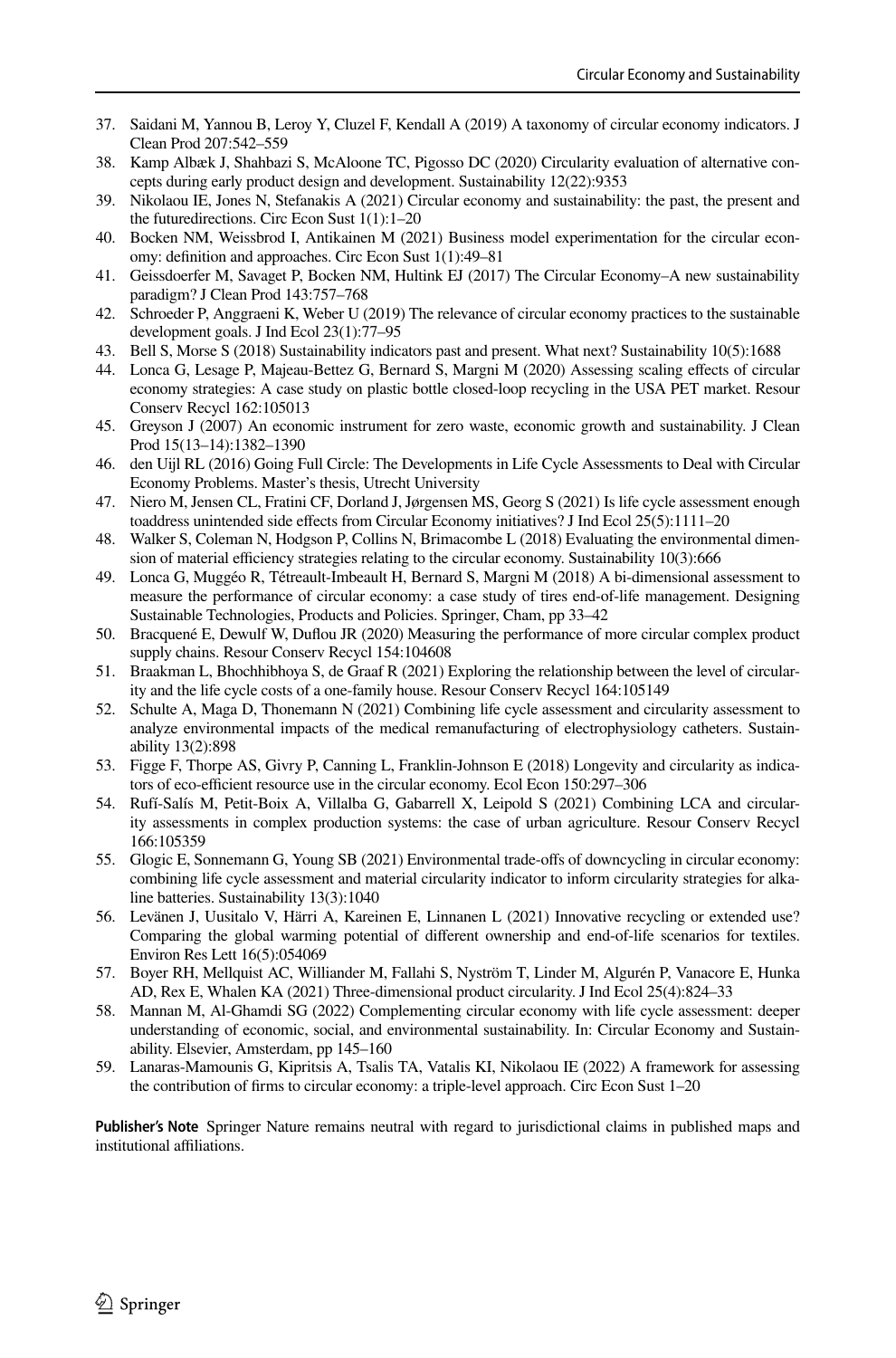37. Saidani M, Yannou B, Leroy Y, Cluzel F, Kendall A (2019) A taxonomy of circular economy indicators. J Clean Prod 207:542–559
38. Kamp Albæk J, Shahbazi S, McAloone TC, Pigosso DC (2020) Circularity evaluation of alternative concepts during early product design and development. Sustainability 12(22):9353
39. Nikolaou IE, Jones N, Stefanakis A (2021) Circular economy and sustainability: the past, the present and the futuredirections. Circ Econ Sust 1(1):1–20
40. Bocken NM, Weissbrod I, Antikainen M (2021) Business model experimentation for the circular economy: definition and approaches. Circ Econ Sust 1(1):49–81
41. Geissdoerfer M, Savaget P, Bocken NM, Hultink EJ (2017) The Circular Economy–A new sustainability paradigm? J Clean Prod 143:757–768
42. Schroeder P, Anggraeni K, Weber U (2019) The relevance of circular economy practices to the sustainable development goals. J Ind Ecol 23(1):77–95
43. Bell S, Morse S (2018) Sustainability indicators past and present. What next? Sustainability 10(5):1688
44. Lonca G, Lesage P, Majeau-Bettez G, Bernard S, Margni M (2020) Assessing scaling effects of circular economy strategies: A case study on plastic bottle closed-loop recycling in the USA PET market. Resour Conserv Recycl 162:105013
45. Greyson J (2007) An economic instrument for zero waste, economic growth and sustainability. J Clean Prod 15(13–14):1382–1390
46. den Uijl RL (2016) Going Full Circle: The Developments in Life Cycle Assessments to Deal with Circular Economy Problems. Master's thesis, Utrecht University
47. Niero M, Jensen CL, Fratini CF, Dorland J, Jørgensen MS, Georg S (2021) Is life cycle assessment enough toaddress unintended side effects from Circular Economy initiatives? J Ind Ecol 25(5):1111–20
48. Walker S, Coleman N, Hodgson P, Collins N, Brimacombe L (2018) Evaluating the environmental dimension of material efficiency strategies relating to the circular economy. Sustainability 10(3):666
49. Lonca G, Muggéo R, Tétreault-Imbeault H, Bernard S, Margni M (2018) A bi-dimensional assessment to measure the performance of circular economy: a case study of tires end-of-life management. Designing Sustainable Technologies, Products and Policies. Springer, Cham, pp 33–42
50. Bracquené E, Dewulf W, Duflou JR (2020) Measuring the performance of more circular complex product supply chains. Resour Conserv Recycl 154:104608
51. Braakman L, Bhochhibhoya S, de Graaf R (2021) Exploring the relationship between the level of circularity and the life cycle costs of a one-family house. Resour Conserv Recycl 164:105149
52. Schulte A, Maga D, Thonemann N (2021) Combining life cycle assessment and circularity assessment to analyze environmental impacts of the medical remanufacturing of electrophysiology catheters. Sustainability 13(2):898
53. Figge F, Thorpe AS, Givry P, Canning L, Franklin-Johnson E (2018) Longevity and circularity as indicators of eco-efficient resource use in the circular economy. Ecol Econ 150:297–306
54. Rufí-Salís M, Petit-Boix A, Villalba G, Gabarrell X, Leipold S (2021) Combining LCA and circularity assessments in complex production systems: the case of urban agriculture. Resour Conserv Recycl 166:105359
55. Glogic E, Sonnemann G, Young SB (2021) Environmental trade-offs of downcycling in circular economy: combining life cycle assessment and material circularity indicator to inform circularity strategies for alkaline batteries. Sustainability 13(3):1040
56. Levänen J, Uusitalo V, Härri A, Kareinen E, Linnanen L (2021) Innovative recycling or extended use? Comparing the global warming potential of different ownership and end-of-life scenarios for textiles. Environ Res Lett 16(5):054069
57. Boyer RH, Mellquist AC, Williander M, Fallahi S, Nyström T, Linder M, Algurén P, Vanacore E, Hunka AD, Rex E, Whalen KA (2021) Three-dimensional product circularity. J Ind Ecol 25(4):824–33
58. Mannan M, Al-Ghamdi SG (2022) Complementing circular economy with life cycle assessment: deeper understanding of economic, social, and environmental sustainability. In: Circular Economy and Sustainability. Elsevier, Amsterdam, pp 145–160
59. Lanaras-Mamounis G, Kipritsis A, Tsalis TA, Vatalis KI, Nikolaou IE (2022) A framework for assessing the contribution of firms to circular economy: a triple-level approach. Circ Econ Sust 1–20

**Publisher's Note** Springer Nature remains neutral with regard to jurisdictional claims in published maps and institutional affiliations.